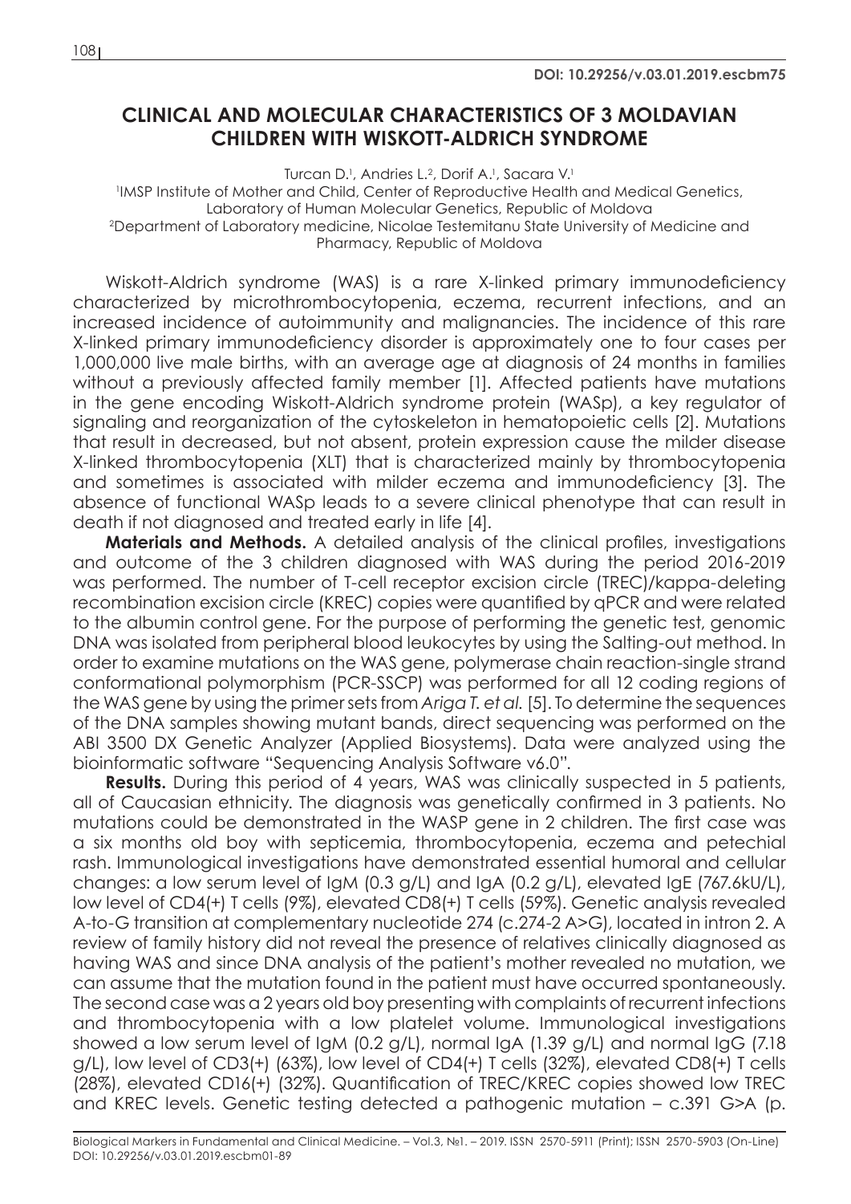**DOI: 10.29256/v.03.01.2019.escbm75**

# CLINICAL AND MOLECULAR CHARACTERISTICS OF 3 MOLDAVIAN CHILDREN WITH WISKOTT-ALDRICH SYNDROME

Turcan D.[1], Andries L.[2], Dorif A.[1], Sacara V.[1]

[1]IMSP Institute of Mother and Child, Center of Reproductive Health and Medical Genetics, Laboratory of Human Molecular Genetics, Republic of Moldova

[2]Department of Laboratory medicine, Nicolae Testemitanu State University of Medicine and Pharmacy, Republic of Moldova

Wiskott-Aldrich syndrome (WAS) is a rare X-linked primary immunodeficiency characterized by microthrombocytopenia, eczema, recurrent infections, and an increased incidence of autoimmunity and malignancies. The incidence of this rare X-linked primary immunodeficiency disorder is approximately one to four cases per 1,000,000 live male births, with an average age at diagnosis of 24 months in families without a previously affected family member [1]. Affected patients have mutations in the gene encoding Wiskott-Aldrich syndrome protein (WASp), a key regulator of signaling and reorganization of the cytoskeleton in hematopoietic cells [2]. Mutations that result in decreased, but not absent, protein expression cause the milder disease X-linked thrombocytopenia (XLT) that is characterized mainly by thrombocytopenia and sometimes is associated with milder eczema and immunodeficiency [3]. The absence of functional WASp leads to a severe clinical phenotype that can result in death if not diagnosed and treated early in life [4].

**Materials and Methods.** A detailed analysis of the clinical profiles, investigations and outcome of the 3 children diagnosed with WAS during the period 2016-2019 was performed. The number of T-cell receptor excision circle (TREC)/kappa-deleting recombination excision circle (KREC) copies were quantified by qPCR and were related to the albumin control gene. For the purpose of performing the genetic test, genomic DNA was isolated from peripheral blood leukocytes by using the Salting-out method. In order to examine mutations on the WAS gene, polymerase chain reaction-single strand conformational polymorphism (PCR-SSCP) was performed for all 12 coding regions of the WAS gene by using the primer sets from *Ariga T. et al.* [5]. To determine the sequences of the DNA samples showing mutant bands, direct sequencing was performed on the ABI 3500 DX Genetic Analyzer (Applied Biosystems). Data were analyzed using the bioinformatic software "Sequencing Analysis Software v6.0".

**Results.** During this period of 4 years, WAS was clinically suspected in 5 patients, all of Caucasian ethnicity. The diagnosis was genetically confirmed in 3 patients. No mutations could be demonstrated in the WASP gene in 2 children. The first case was a six months old boy with septicemia, thrombocytopenia, eczema and petechial rash. Immunological investigations have demonstrated essential humoral and cellular changes: a low serum level of IgM (0.3 g/L) and IgA (0.2 g/L), elevated IgE (767.6kU/L), low level of CD4(+) T cells (9%), elevated CD8(+) T cells (59%). Genetic analysis revealed A-to-G transition at complementary nucleotide 274 (c.274-2 A>G), located in intron 2. A review of family history did not reveal the presence of relatives clinically diagnosed as having WAS and since DNA analysis of the patient's mother revealed no mutation, we can assume that the mutation found in the patient must have occurred spontaneously. The second case was a 2 years old boy presenting with complaints of recurrent infections and thrombocytopenia with a low platelet volume. Immunological investigations showed a low serum level of IgM (0.2 g/L), normal IgA (1.39 g/L) and normal IgG (7.18 g/L), low level of CD3(+) (63%), low level of CD4(+) T cells (32%), elevated CD8(+) T cells (28%), elevated CD16(+) (32%). Quantification of TREC/KREC copies showed low TREC and KREC levels. Genetic testing detected a pathogenic mutation – c.391 G>A (p.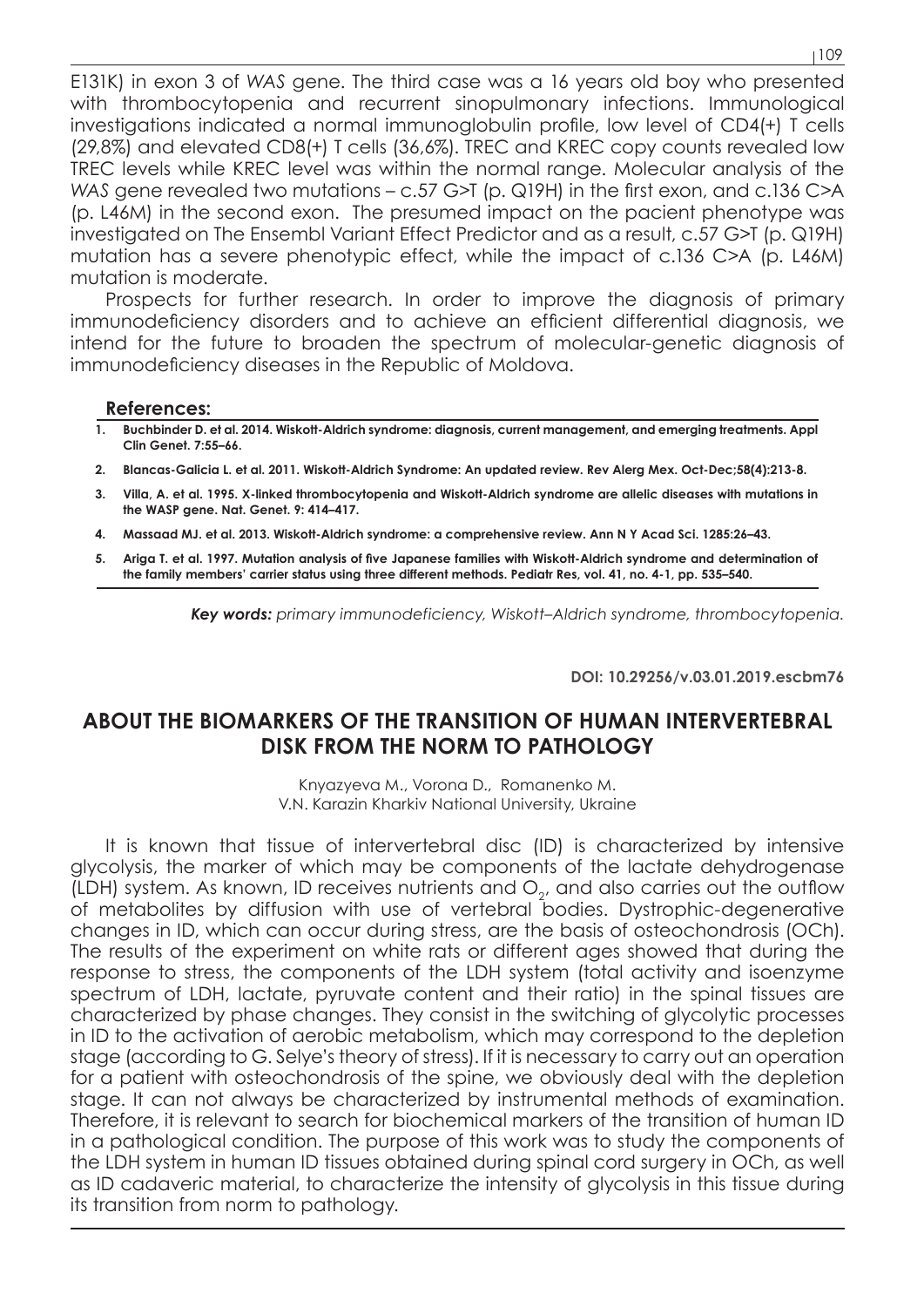E131K) in exon 3 of *WAS* gene. The third case was a 16 years old boy who presented with thrombocytopenia and recurrent sinopulmonary infections. Immunological investigations indicated a normal immunoglobulin profile, low level of CD4(+) T cells (29,8%) and elevated CD8(+) T cells (36,6%). TREC and KREC copy counts revealed low TREC levels while KREC level was within the normal range. Molecular analysis of the *WAS* gene revealed two mutations – c.57 G>T (p. Q19H) in the first exon, and c.136 C>A (p. L46M) in the second exon. The presumed impact on the pacient phenotype was investigated on The Ensembl Variant Effect Predictor and as a result, c.57 G>T (p. Q19H) mutation has a severe phenotypic effect, while the impact of c.136 C>A (p. L46M) mutation is moderate.

Prospects for further research. In order to improve the diagnosis of primary immunodeficiency disorders and to achieve an efficient differential diagnosis, we intend for the future to broaden the spectrum of molecular-genetic diagnosis of immunodeficiency diseases in the Republic of Moldova.

**References:**

1. **Buchbinder D. et al. 2014. Wiskott-Aldrich syndrome: diagnosis, current management, and emerging treatments. Appl Clin Genet. 7:55–66.**
2. **Blancas-Galicia L. et al. 2011. Wiskott-Aldrich Syndrome: An updated review. Rev Alerg Mex. Oct-Dec;58(4):213-8.**
3. **Villa, A. et al. 1995. X-linked thrombocytopenia and Wiskott-Aldrich syndrome are allelic diseases with mutations in the WASP gene. Nat. Genet. 9: 414–417.**
4. **Massaad MJ. et al. 2013. Wiskott-Aldrich syndrome: a comprehensive review. Ann N Y Acad Sci. 1285:26–43.**
5. **Ariga T. et al. 1997. Mutation analysis of five Japanese families with Wiskott-Aldrich syndrome and determination of the family members' carrier status using three different methods. Pediatr Res, vol. 41, no. 4-1, pp. 535–540.**

***Key words:*** *primary immunodeficiency, Wiskott–Aldrich syndrome, thrombocytopenia.*

**DOI: 10.29256/v.03.01.2019.escbm76**

## ABOUT THE BIOMARKERS OF THE TRANSITION OF HUMAN INTERVERTEBRAL DISK FROM THE NORM TO PATHOLOGY

Knyazyeva M., Vorona D., Romanenko M.
V.N. Karazin Kharkiv National University, Ukraine

It is known that tissue of intervertebral disc (ID) is characterized by intensive glycolysis, the marker of which may be components of the lactate dehydrogenase (LDH) system. As known, ID receives nutrients and $O_2$, and also carries out the outflow of metabolites by diffusion with use of vertebral bodies. Dystrophic-degenerative changes in ID, which can occur during stress, are the basis of osteochondrosis (OCh). The results of the experiment on white rats or different ages showed that during the response to stress, the components of the LDH system (total activity and isoenzyme spectrum of LDH, lactate, pyruvate content and their ratio) in the spinal tissues are characterized by phase changes. They consist in the switching of glycolytic processes in ID to the activation of aerobic metabolism, which may correspond to the depletion stage (according to G. Selye's theory of stress). If it is necessary to carry out an operation for a patient with osteochondrosis of the spine, we obviously deal with the depletion stage. It can not always be characterized by instrumental methods of examination. Therefore, it is relevant to search for biochemical markers of the transition of human ID in a pathological condition. The purpose of this work was to study the components of the LDH system in human ID tissues obtained during spinal cord surgery in OCh, as well as ID cadaveric material, to characterize the intensity of glycolysis in this tissue during its transition from norm to pathology.